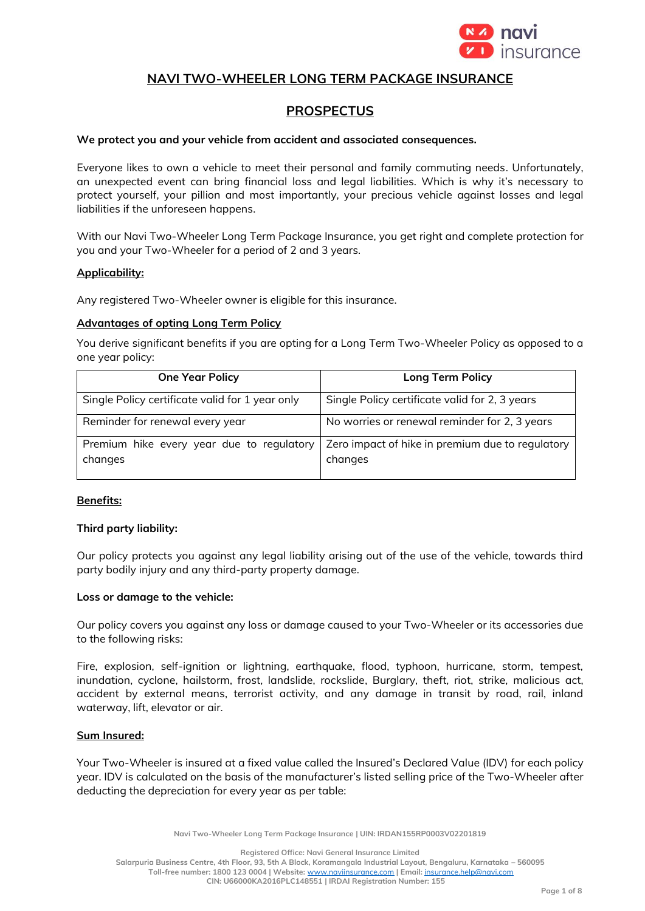# NAVI TWO-WHEELER LONG TERM PACKAGE INSURANCE

## PROSPECTUS

**We protect you and your vehicle from accident and associated consequences.**

Everyone likes to own a vehicle to meet their personal and family commuting needs. Unfortunately, an unexpected event can bring financial loss and legal liabilities. Which is why it's necessary to protect yourself, your pillion and most importantly, your precious vehicle against losses and legal liabilities if the unforeseen happens.

With our Navi Two-Wheeler Long Term Package Insurance, you get right and complete protection for you and your Two-Wheeler for a period of 2 and 3 years.

### Applicability:

Any registered Two-Wheeler owner is eligible for this insurance.

### Advantages of opting Long Term Policy

You derive significant benefits if you are opting for a Long Term Two-Wheeler Policy as opposed to a one year policy:

| One Year Policy | Long Term Policy |
|---|---|
| Single Policy certificate valid for 1 year only | Single Policy certificate valid for 2, 3 years |
| Reminder for renewal every year | No worries or renewal reminder for 2, 3 years |
| Premium hike every year due to regulatory changes | Zero impact of hike in premium due to regulatory changes |

### Benefits:

**Third party liability:**

Our policy protects you against any legal liability arising out of the use of the vehicle, towards third party bodily injury and any third-party property damage.

**Loss or damage to the vehicle:**

Our policy covers you against any loss or damage caused to your Two-Wheeler or its accessories due to the following risks:

Fire, explosion, self-ignition or lightning, earthquake, flood, typhoon, hurricane, storm, tempest, inundation, cyclone, hailstorm, frost, landslide, rockslide, Burglary, theft, riot, strike, malicious act, accident by external means, terrorist activity, and any damage in transit by road, rail, inland waterway, lift, elevator or air.

### Sum Insured:

Your Two-Wheeler is insured at a fixed value called the Insured's Declared Value (IDV) for each policy year. IDV is calculated on the basis of the manufacturer's listed selling price of the Two-Wheeler after deducting the depreciation for every year as per table: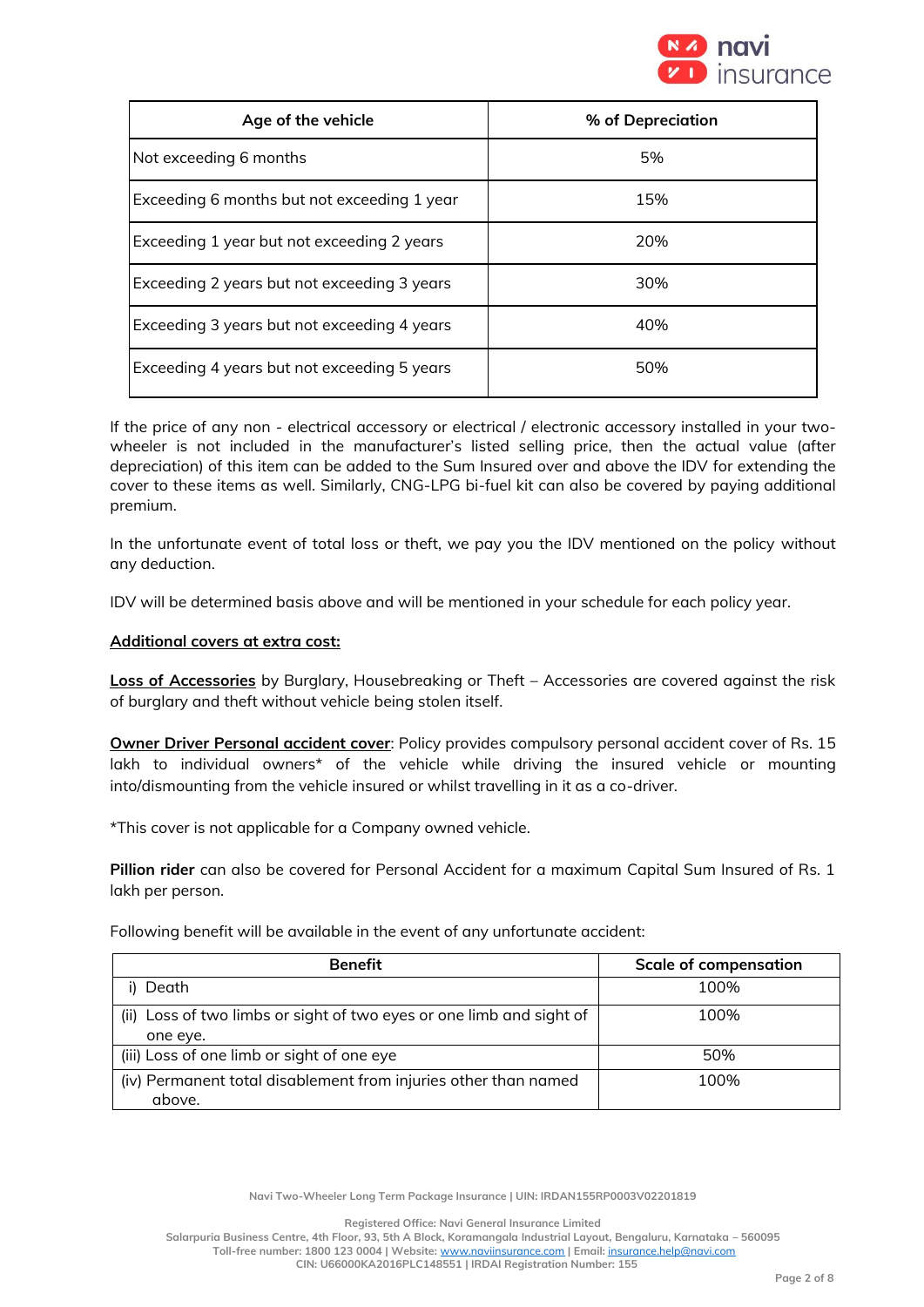| Age of the vehicle | % of Depreciation |
|---|---|
| Not exceeding 6 months | 5% |
| Exceeding 6 months but not exceeding 1 year | 15% |
| Exceeding 1 year but not exceeding 2 years | 20% |
| Exceeding 2 years but not exceeding 3 years | 30% |
| Exceeding 3 years but not exceeding 4 years | 40% |
| Exceeding 4 years but not exceeding 5 years | 50% |

If the price of any non - electrical accessory or electrical / electronic accessory installed in your two-wheeler is not included in the manufacturer's listed selling price, then the actual value (after depreciation) of this item can be added to the Sum Insured over and above the IDV for extending the cover to these items as well. Similarly, CNG-LPG bi-fuel kit can also be covered by paying additional premium.

In the unfortunate event of total loss or theft, we pay you the IDV mentioned on the policy without any deduction.

IDV will be determined basis above and will be mentioned in your schedule for each policy year.

**Additional covers at extra cost:**

**Loss of Accessories** by Burglary, Housebreaking or Theft – Accessories are covered against the risk of burglary and theft without vehicle being stolen itself.

**Owner Driver Personal accident cover**: Policy provides compulsory personal accident cover of Rs. 15 lakh to individual owners* of the vehicle while driving the insured vehicle or mounting into/dismounting from the vehicle insured or whilst travelling in it as a co-driver.

*This cover is not applicable for a Company owned vehicle.

**Pillion rider** can also be covered for Personal Accident for a maximum Capital Sum Insured of Rs. 1 lakh per person.

Following benefit will be available in the event of any unfortunate accident:

| Benefit | Scale of compensation |
|---|---|
| i) Death | 100% |
| (ii) Loss of two limbs or sight of two eyes or one limb and sight of one eye. | 100% |
| (iii) Loss of one limb or sight of one eye | 50% |
| (iv) Permanent total disablement from injuries other than named above. | 100% |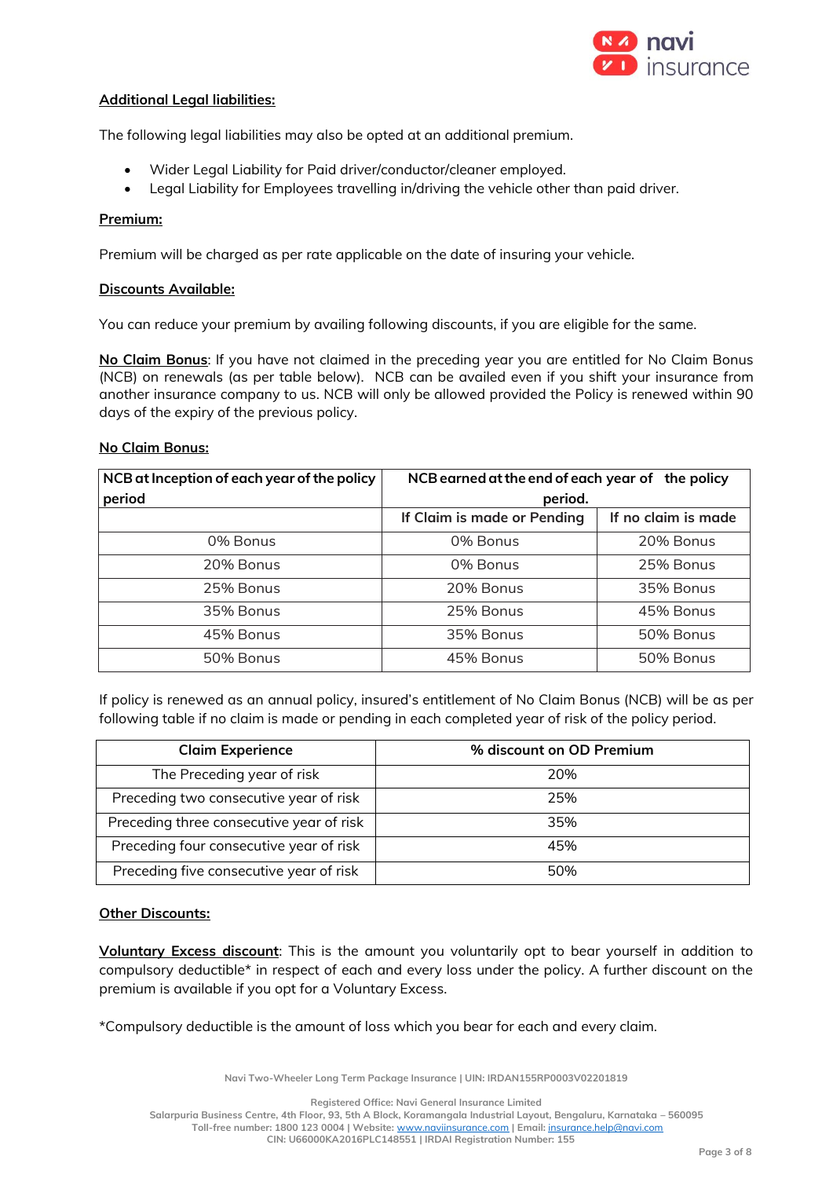**Additional Legal liabilities:**

The following legal liabilities may also be opted at an additional premium.

- Wider Legal Liability for Paid driver/conductor/cleaner employed.
- Legal Liability for Employees travelling in/driving the vehicle other than paid driver.

**Premium:**

Premium will be charged as per rate applicable on the date of insuring your vehicle.

**Discounts Available:**

You can reduce your premium by availing following discounts, if you are eligible for the same.

**No Claim Bonus**: If you have not claimed in the preceding year you are entitled for No Claim Bonus (NCB) on renewals (as per table below). NCB can be availed even if you shift your insurance from another insurance company to us. NCB will only be allowed provided the Policy is renewed within 90 days of the expiry of the previous policy.

**No Claim Bonus:**

| NCB at Inception of each year of the policy period | NCB earned at the end of each year of the policy period. | |
|---|---|---|
| | If Claim is made or Pending | If no claim is made |
| 0% Bonus | 0% Bonus | 20% Bonus |
| 20% Bonus | 0% Bonus | 25% Bonus |
| 25% Bonus | 20% Bonus | 35% Bonus |
| 35% Bonus | 25% Bonus | 45% Bonus |
| 45% Bonus | 35% Bonus | 50% Bonus |
| 50% Bonus | 45% Bonus | 50% Bonus |

If policy is renewed as an annual policy, insured's entitlement of No Claim Bonus (NCB) will be as per following table if no claim is made or pending in each completed year of risk of the policy period.

| Claim Experience | % discount on OD Premium |
|---|---|
| The Preceding year of risk | 20% |
| Preceding two consecutive year of risk | 25% |
| Preceding three consecutive year of risk | 35% |
| Preceding four consecutive year of risk | 45% |
| Preceding five consecutive year of risk | 50% |

**Other Discounts:**

**Voluntary Excess discount**: This is the amount you voluntarily opt to bear yourself in addition to compulsory deductible* in respect of each and every loss under the policy. A further discount on the premium is available if you opt for a Voluntary Excess.

*Compulsory deductible is the amount of loss which you bear for each and every claim.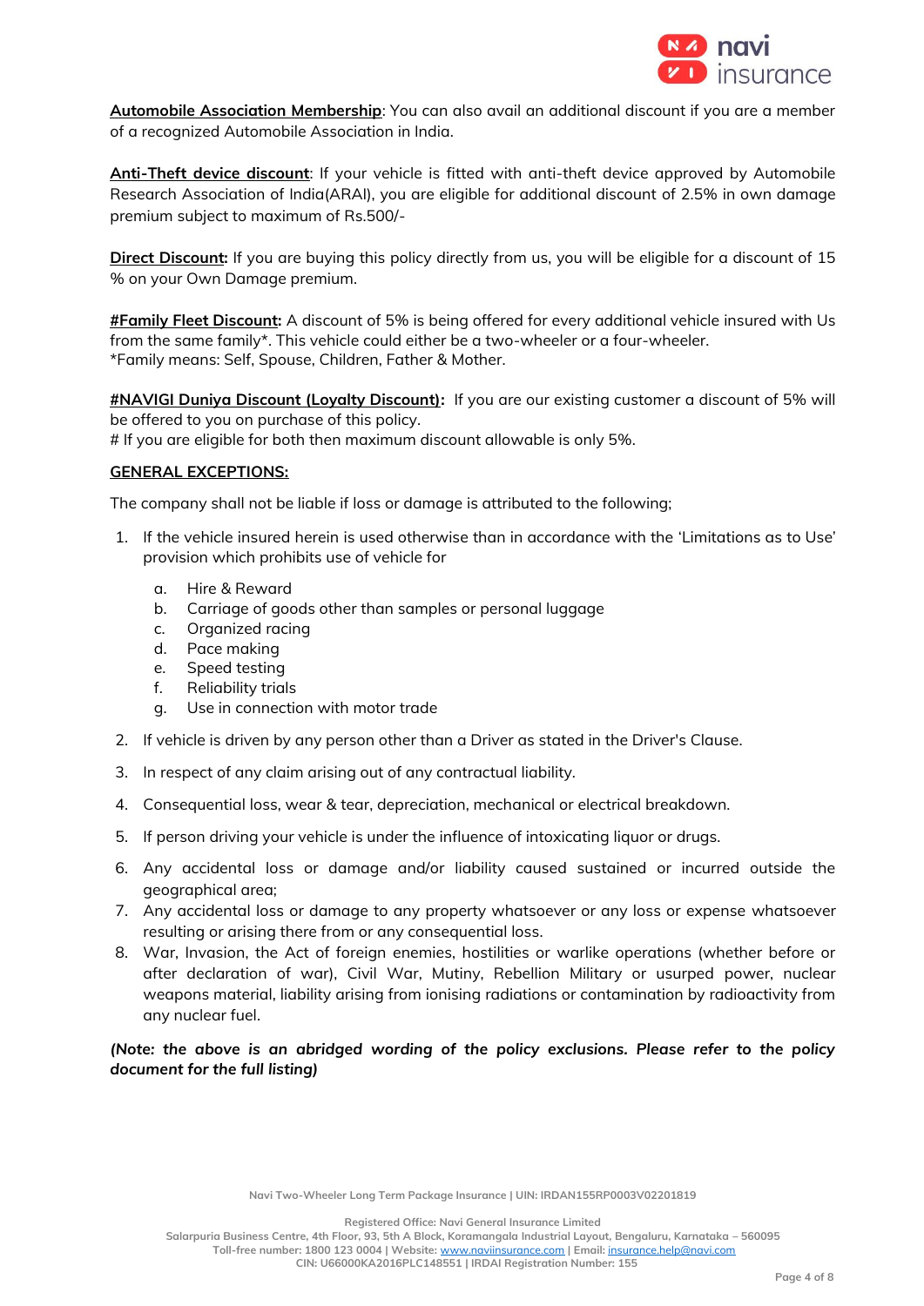**Automobile Association Membership**: You can also avail an additional discount if you are a member of a recognized Automobile Association in India.

**Anti-Theft device discount**: If your vehicle is fitted with anti-theft device approved by Automobile Research Association of India(ARAI), you are eligible for additional discount of 2.5% in own damage premium subject to maximum of Rs.500/-

**Direct Discount:** If you are buying this policy directly from us, you will be eligible for a discount of 15 % on your Own Damage premium.

**#Family Fleet Discount:** A discount of 5% is being offered for every additional vehicle insured with Us from the same family*. This vehicle could either be a two-wheeler or a four-wheeler.
*Family means: Self, Spouse, Children, Father & Mother.

**#NAVIGI Duniya Discount (Loyalty Discount):** If you are our existing customer a discount of 5% will be offered to you on purchase of this policy.
# If you are eligible for both then maximum discount allowable is only 5%.

**GENERAL EXCEPTIONS:**

The company shall not be liable if loss or damage is attributed to the following;

1. If the vehicle insured herein is used otherwise than in accordance with the 'Limitations as to Use' provision which prohibits use of vehicle for
    a. Hire & Reward
    b. Carriage of goods other than samples or personal luggage
    c. Organized racing
    d. Pace making
    e. Speed testing
    f. Reliability trials
    g. Use in connection with motor trade
2. If vehicle is driven by any person other than a Driver as stated in the Driver's Clause.
3. In respect of any claim arising out of any contractual liability.
4. Consequential loss, wear & tear, depreciation, mechanical or electrical breakdown.
5. If person driving your vehicle is under the influence of intoxicating liquor or drugs.
6. Any accidental loss or damage and/or liability caused sustained or incurred outside the geographical area;
7. Any accidental loss or damage to any property whatsoever or any loss or expense whatsoever resulting or arising there from or any consequential loss.
8. War, Invasion, the Act of foreign enemies, hostilities or warlike operations (whether before or after declaration of war), Civil War, Mutiny, Rebellion Military or usurped power, nuclear weapons material, liability arising from ionising radiations or contamination by radioactivity from any nuclear fuel.

***(Note: the above is an abridged wording of the policy exclusions. Please refer to the policy document for the full listing)***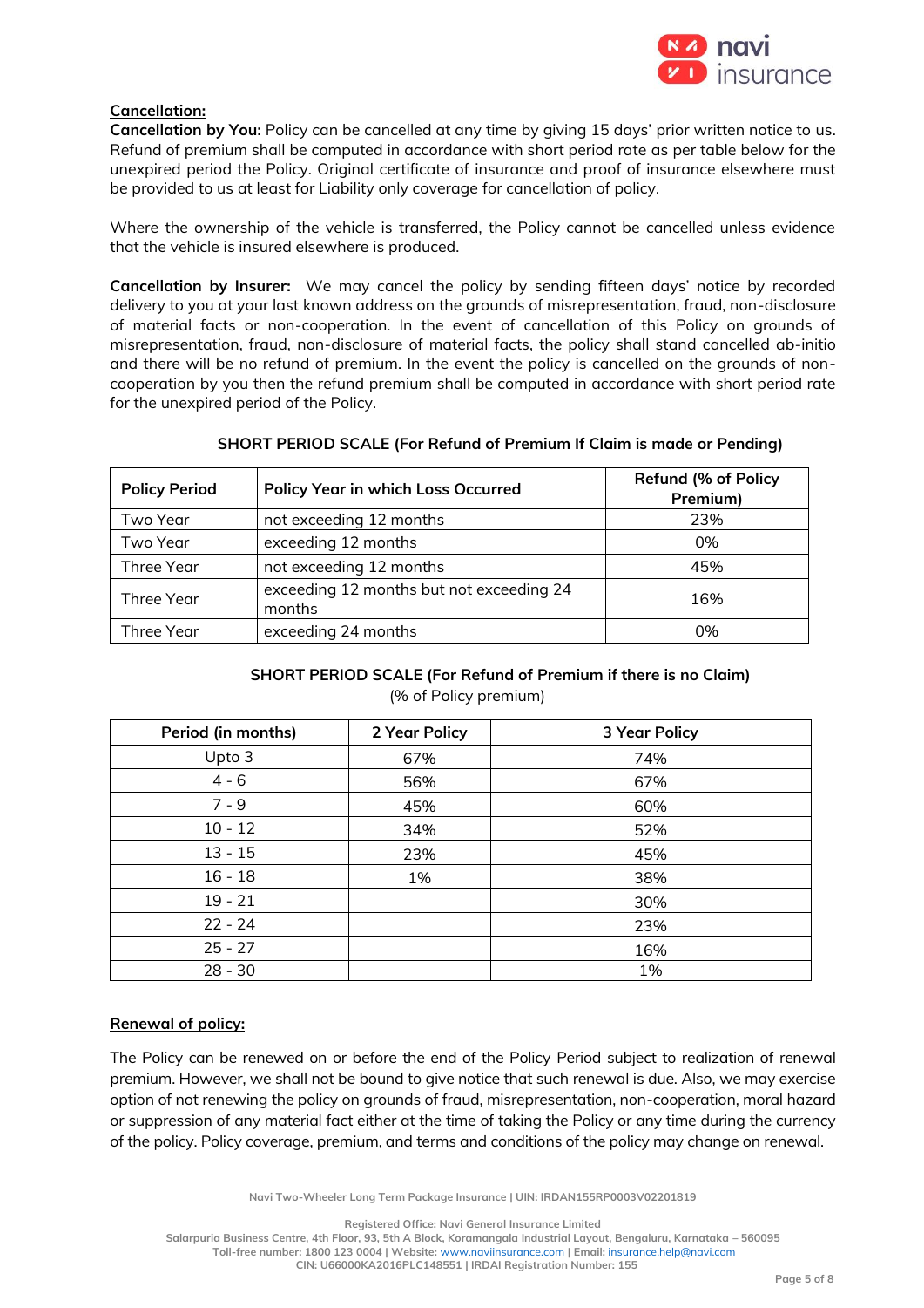**Cancellation:**

**Cancellation by You:** Policy can be cancelled at any time by giving 15 days' prior written notice to us. Refund of premium shall be computed in accordance with short period rate as per table below for the unexpired period the Policy. Original certificate of insurance and proof of insurance elsewhere must be provided to us at least for Liability only coverage for cancellation of policy.

Where the ownership of the vehicle is transferred, the Policy cannot be cancelled unless evidence that the vehicle is insured elsewhere is produced.

**Cancellation by Insurer:** We may cancel the policy by sending fifteen days' notice by recorded delivery to you at your last known address on the grounds of misrepresentation, fraud, non-disclosure of material facts or non-cooperation. In the event of cancellation of this Policy on grounds of misrepresentation, fraud, non-disclosure of material facts, the policy shall stand cancelled ab-initio and there will be no refund of premium. In the event the policy is cancelled on the grounds of non-cooperation by you then the refund premium shall be computed in accordance with short period rate for the unexpired period of the Policy.

**SHORT PERIOD SCALE (For Refund of Premium If Claim is made or Pending)**

| Policy Period | Policy Year in which Loss Occurred | Refund (% of Policy Premium) |
|---|---|---|
| Two Year | not exceeding 12 months | 23% |
| Two Year | exceeding 12 months | 0% |
| Three Year | not exceeding 12 months | 45% |
| Three Year | exceeding 12 months but not exceeding 24 months | 16% |
| Three Year | exceeding 24 months | 0% |

**SHORT PERIOD SCALE (For Refund of Premium if there is no Claim)**
(% of Policy premium)

| Period (in months) | 2 Year Policy | 3 Year Policy |
|---|---|---|
| Upto 3 | 67% | 74% |
| 4 - 6 | 56% | 67% |
| 7 - 9 | 45% | 60% |
| 10 - 12 | 34% | 52% |
| 13 - 15 | 23% | 45% |
| 16 - 18 | 1% | 38% |
| 19 - 21 | | 30% |
| 22 - 24 | | 23% |
| 25 - 27 | | 16% |
| 28 - 30 | | 1% |

**Renewal of policy:**

The Policy can be renewed on or before the end of the Policy Period subject to realization of renewal premium. However, we shall not be bound to give notice that such renewal is due. Also, we may exercise option of not renewing the policy on grounds of fraud, misrepresentation, non-cooperation, moral hazard or suppression of any material fact either at the time of taking the Policy or any time during the currency of the policy. Policy coverage, premium, and terms and conditions of the policy may change on renewal.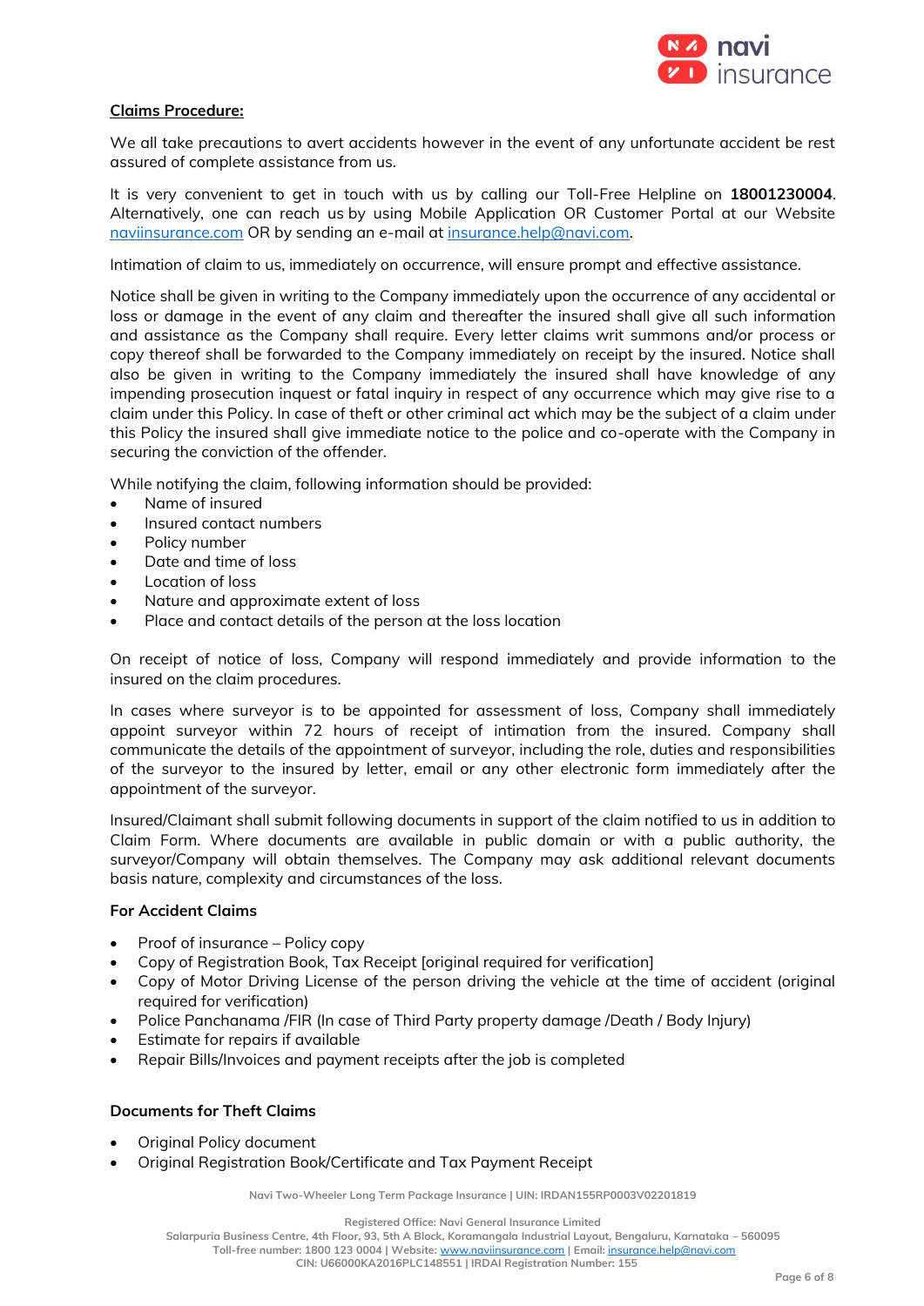**Claims Procedure:**

We all take precautions to avert accidents however in the event of any unfortunate accident be rest assured of complete assistance from us.

It is very convenient to get in touch with us by calling our Toll-Free Helpline on **18001230004**. Alternatively, one can reach us by using Mobile Application OR Customer Portal at our Website [naviinsurance.com](naviinsurance.com) OR by sending an e-mail at [insurance.help@navi.com](mailto:insurance.help@navi.com).

Intimation of claim to us, immediately on occurrence, will ensure prompt and effective assistance.

Notice shall be given in writing to the Company immediately upon the occurrence of any accidental or loss or damage in the event of any claim and thereafter the insured shall give all such information and assistance as the Company shall require. Every letter claims writ summons and/or process or copy thereof shall be forwarded to the Company immediately on receipt by the insured. Notice shall also be given in writing to the Company immediately the insured shall have knowledge of any impending prosecution inquest or fatal inquiry in respect of any occurrence which may give rise to a claim under this Policy. In case of theft or other criminal act which may be the subject of a claim under this Policy the insured shall give immediate notice to the police and co-operate with the Company in securing the conviction of the offender.

While notifying the claim, following information should be provided:

- Name of insured
- Insured contact numbers
- Policy number
- Date and time of loss
- Location of loss
- Nature and approximate extent of loss
- Place and contact details of the person at the loss location

On receipt of notice of loss, Company will respond immediately and provide information to the insured on the claim procedures.

In cases where surveyor is to be appointed for assessment of loss, Company shall immediately appoint surveyor within 72 hours of receipt of intimation from the insured. Company shall communicate the details of the appointment of surveyor, including the role, duties and responsibilities of the surveyor to the insured by letter, email or any other electronic form immediately after the appointment of the surveyor.

Insured/Claimant shall submit following documents in support of the claim notified to us in addition to Claim Form. Where documents are available in public domain or with a public authority, the surveyor/Company will obtain themselves. The Company may ask additional relevant documents basis nature, complexity and circumstances of the loss.

**For Accident Claims**

- Proof of insurance – Policy copy
- Copy of Registration Book, Tax Receipt [original required for verification]
- Copy of Motor Driving License of the person driving the vehicle at the time of accident (original required for verification)
- Police Panchanama /FIR (In case of Third Party property damage /Death / Body Injury)
- Estimate for repairs if available
- Repair Bills/Invoices and payment receipts after the job is completed

**Documents for Theft Claims**

- Original Policy document
- Original Registration Book/Certificate and Tax Payment Receipt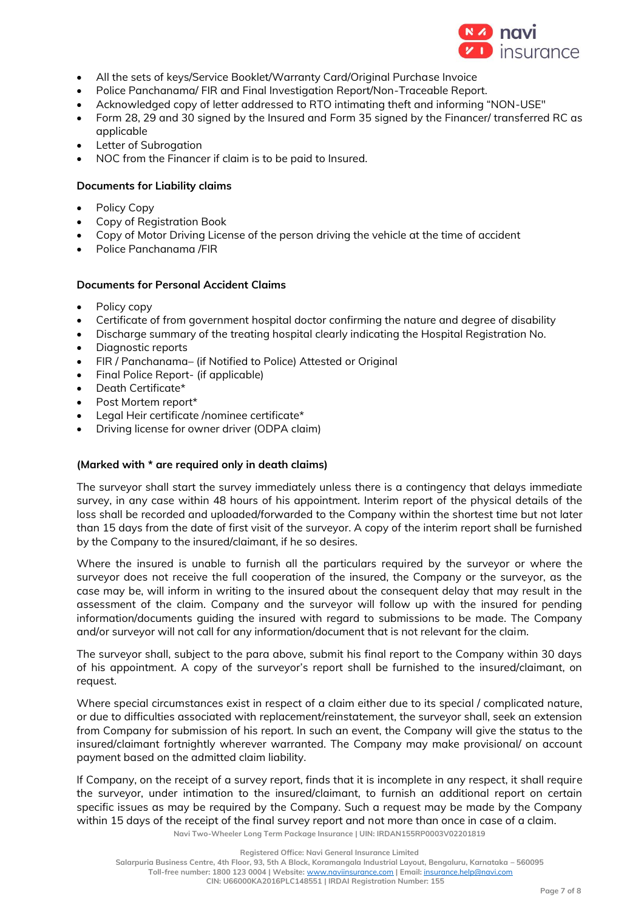- All the sets of keys/Service Booklet/Warranty Card/Original Purchase Invoice
- Police Panchanama/ FIR and Final Investigation Report/Non-Traceable Report.
- Acknowledged copy of letter addressed to RTO intimating theft and informing "NON-USE"
- Form 28, 29 and 30 signed by the Insured and Form 35 signed by the Financer/ transferred RC as applicable
- Letter of Subrogation
- NOC from the Financer if claim is to be paid to Insured.

**Documents for Liability claims**

- Policy Copy
- Copy of Registration Book
- Copy of Motor Driving License of the person driving the vehicle at the time of accident
- Police Panchanama /FIR

**Documents for Personal Accident Claims**

- Policy copy
- Certificate of from government hospital doctor confirming the nature and degree of disability
- Discharge summary of the treating hospital clearly indicating the Hospital Registration No.
- Diagnostic reports
- FIR / Panchanama– (if Notified to Police) Attested or Original
- Final Police Report- (if applicable)
- Death Certificate*
- Post Mortem report*
- Legal Heir certificate /nominee certificate*
- Driving license for owner driver (ODPA claim)

**(Marked with * are required only in death claims)**

The surveyor shall start the survey immediately unless there is a contingency that delays immediate survey, in any case within 48 hours of his appointment. Interim report of the physical details of the loss shall be recorded and uploaded/forwarded to the Company within the shortest time but not later than 15 days from the date of first visit of the surveyor. A copy of the interim report shall be furnished by the Company to the insured/claimant, if he so desires.

Where the insured is unable to furnish all the particulars required by the surveyor or where the surveyor does not receive the full cooperation of the insured, the Company or the surveyor, as the case may be, will inform in writing to the insured about the consequent delay that may result in the assessment of the claim. Company and the surveyor will follow up with the insured for pending information/documents guiding the insured with regard to submissions to be made. The Company and/or surveyor will not call for any information/document that is not relevant for the claim.

The surveyor shall, subject to the para above, submit his final report to the Company within 30 days of his appointment. A copy of the surveyor's report shall be furnished to the insured/claimant, on request.

Where special circumstances exist in respect of a claim either due to its special / complicated nature, or due to difficulties associated with replacement/reinstatement, the surveyor shall, seek an extension from Company for submission of his report. In such an event, the Company will give the status to the insured/claimant fortnightly wherever warranted. The Company may make provisional/ on account payment based on the admitted claim liability.

If Company, on the receipt of a survey report, finds that it is incomplete in any respect, it shall require the surveyor, under intimation to the insured/claimant, to furnish an additional report on certain specific issues as may be required by the Company. Such a request may be made by the Company within 15 days of the receipt of the final survey report and not more than once in case of a claim.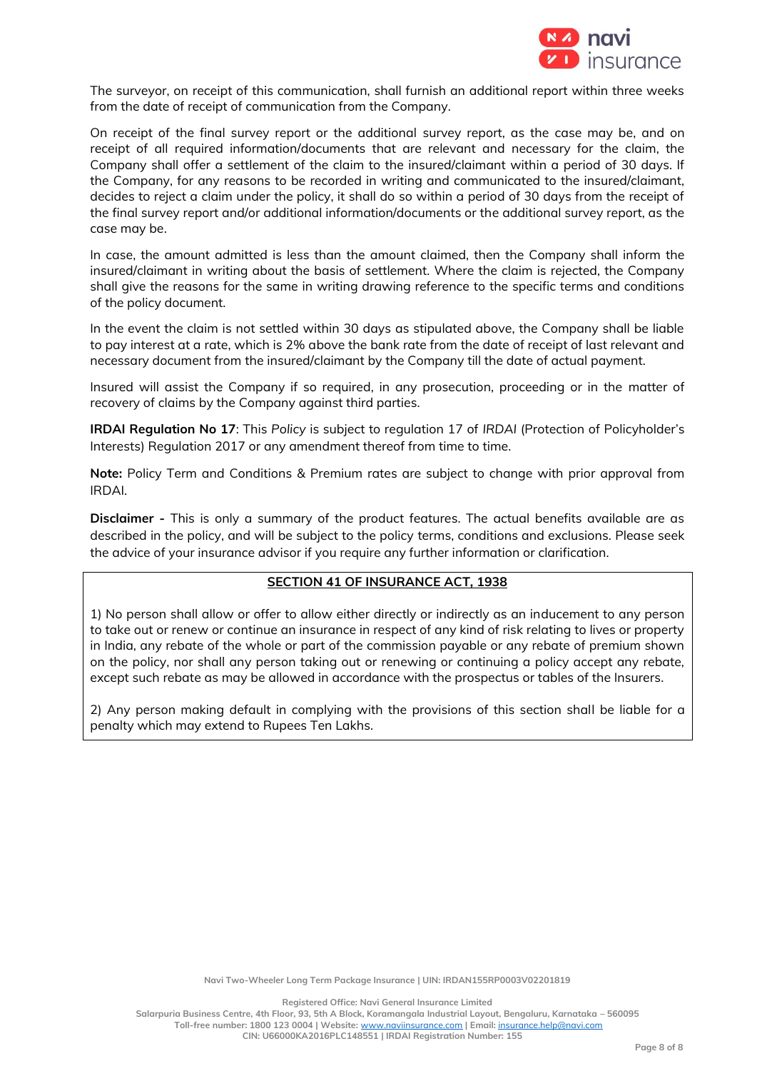The surveyor, on receipt of this communication, shall furnish an additional report within three weeks from the date of receipt of communication from the Company.

On receipt of the final survey report or the additional survey report, as the case may be, and on receipt of all required information/documents that are relevant and necessary for the claim, the Company shall offer a settlement of the claim to the insured/claimant within a period of 30 days. If the Company, for any reasons to be recorded in writing and communicated to the insured/claimant, decides to reject a claim under the policy, it shall do so within a period of 30 days from the receipt of the final survey report and/or additional information/documents or the additional survey report, as the case may be.

In case, the amount admitted is less than the amount claimed, then the Company shall inform the insured/claimant in writing about the basis of settlement. Where the claim is rejected, the Company shall give the reasons for the same in writing drawing reference to the specific terms and conditions of the policy document.

In the event the claim is not settled within 30 days as stipulated above, the Company shall be liable to pay interest at a rate, which is 2% above the bank rate from the date of receipt of last relevant and necessary document from the insured/claimant by the Company till the date of actual payment.

Insured will assist the Company if so required, in any prosecution, proceeding or in the matter of recovery of claims by the Company against third parties.

**IRDAI Regulation No 17**: This *Policy* is subject to regulation 17 of *IRDAI* (Protection of Policyholder's Interests) Regulation 2017 or any amendment thereof from time to time.

**Note:** Policy Term and Conditions & Premium rates are subject to change with prior approval from IRDAI.

**Disclaimer -** This is only a summary of the product features. The actual benefits available are as described in the policy, and will be subject to the policy terms, conditions and exclusions. Please seek the advice of your insurance advisor if you require any further information or clarification.

**SECTION 41 OF INSURANCE ACT, 1938**

1) No person shall allow or offer to allow either directly or indirectly as an inducement to any person to take out or renew or continue an insurance in respect of any kind of risk relating to lives or property in India, any rebate of the whole or part of the commission payable or any rebate of premium shown on the policy, nor shall any person taking out or renewing or continuing a policy accept any rebate, except such rebate as may be allowed in accordance with the prospectus or tables of the Insurers.

2) Any person making default in complying with the provisions of this section shall be liable for a penalty which may extend to Rupees Ten Lakhs.